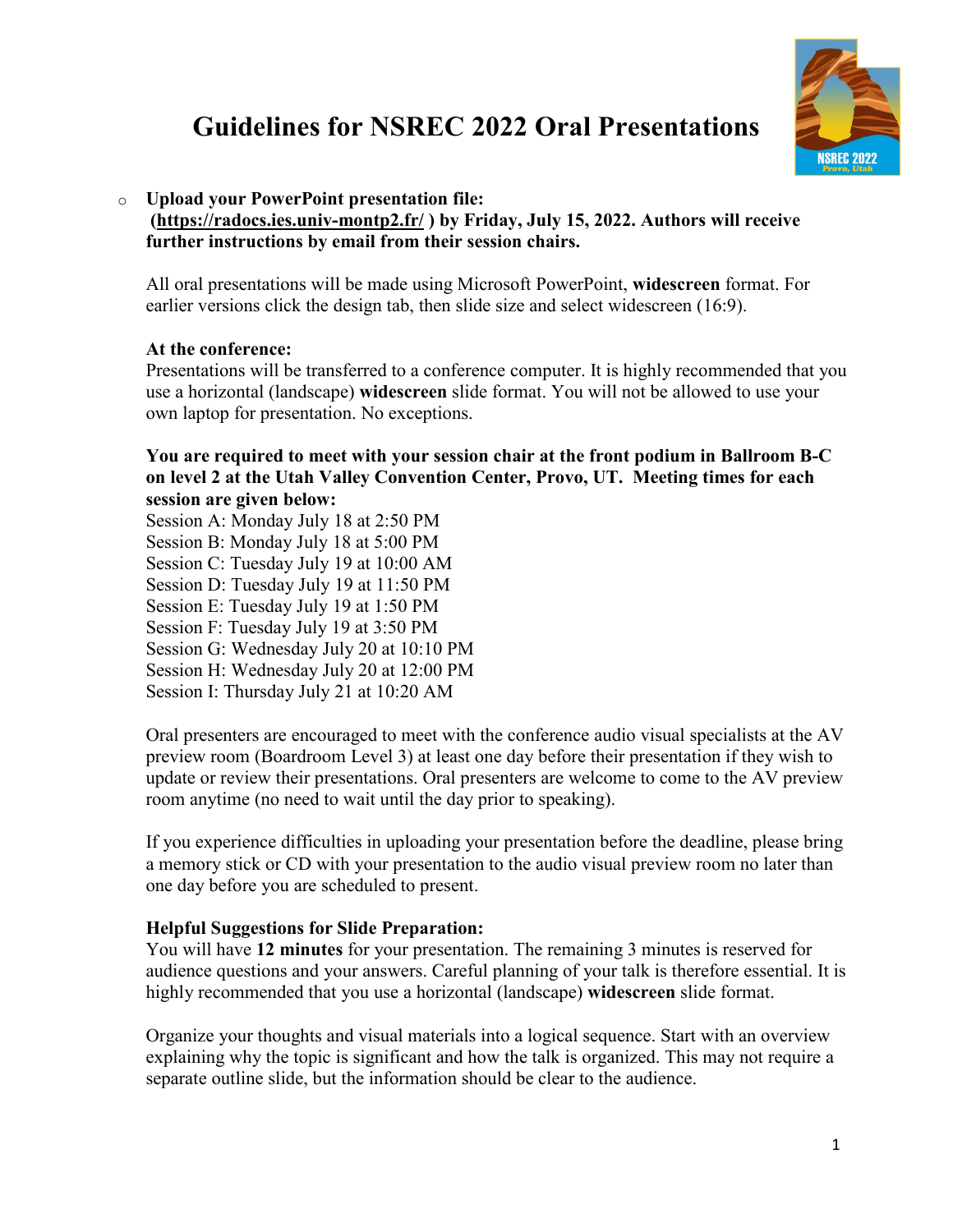# Guidelines for NSREC 2022 Oral Presentations

- **Upload your PowerPoint presentation file: (https://radocs.ies.univ-montp2.fr/ ) by Friday, July 15, 2022. Authors will receive further instructions by email from their session chairs.**

All oral presentations will be made using Microsoft PowerPoint, **widescreen** format. For earlier versions click the design tab, then slide size and select widescreen (16:9).

**At the conference:**
Presentations will be transferred to a conference computer. It is highly recommended that you use a horizontal (landscape) **widescreen** slide format. You will not be allowed to use your own laptop for presentation. No exceptions.

**You are required to meet with your session chair at the front podium in Ballroom B-C on level 2 at the Utah Valley Convention Center, Provo, UT. Meeting times for each session are given below:**

Session A: Monday July 18 at 2:50 PM
Session B: Monday July 18 at 5:00 PM
Session C: Tuesday July 19 at 10:00 AM
Session D: Tuesday July 19 at 11:50 PM
Session E: Tuesday July 19 at 1:50 PM
Session F: Tuesday July 19 at 3:50 PM
Session G: Wednesday July 20 at 10:10 PM
Session H: Wednesday July 20 at 12:00 PM
Session I: Thursday July 21 at 10:20 AM

Oral presenters are encouraged to meet with the conference audio visual specialists at the AV preview room (Boardroom Level 3) at least one day before their presentation if they wish to update or review their presentations. Oral presenters are welcome to come to the AV preview room anytime (no need to wait until the day prior to speaking).

If you experience difficulties in uploading your presentation before the deadline, please bring a memory stick or CD with your presentation to the audio visual preview room no later than one day before you are scheduled to present.

**Helpful Suggestions for Slide Preparation:**
You will have **12 minutes** for your presentation. The remaining 3 minutes is reserved for audience questions and your answers. Careful planning of your talk is therefore essential. It is highly recommended that you use a horizontal (landscape) **widescreen** slide format.

Organize your thoughts and visual materials into a logical sequence. Start with an overview explaining why the topic is significant and how the talk is organized. This may not require a separate outline slide, but the information should be clear to the audience.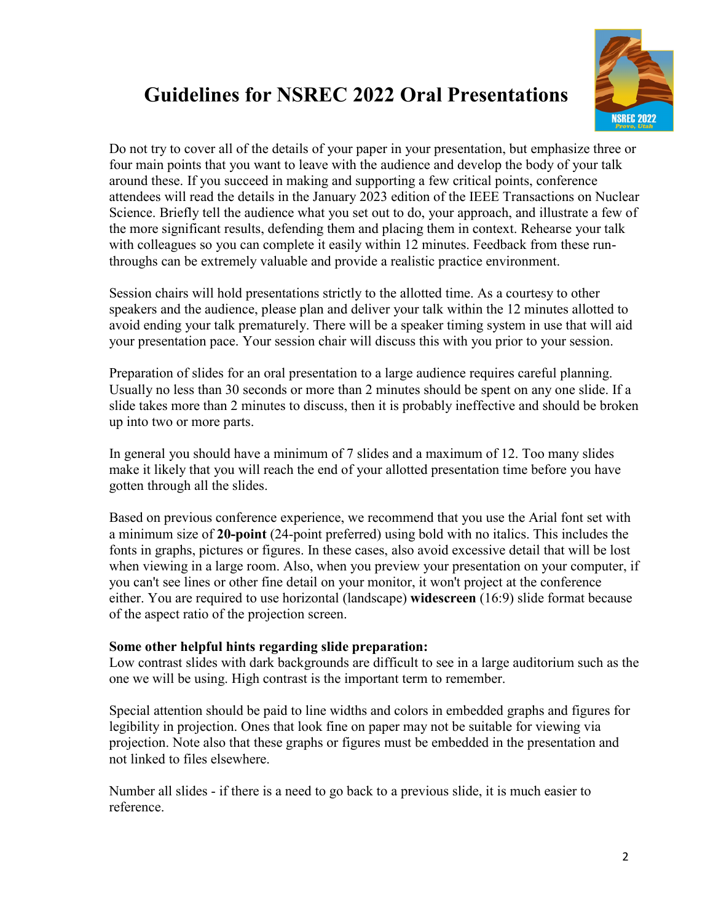# Guidelines for NSREC 2022 Oral Presentations

Do not try to cover all of the details of your paper in your presentation, but emphasize three or four main points that you want to leave with the audience and develop the body of your talk around these. If you succeed in making and supporting a few critical points, conference attendees will read the details in the January 2023 edition of the IEEE Transactions on Nuclear Science. Briefly tell the audience what you set out to do, your approach, and illustrate a few of the more significant results, defending them and placing them in context. Rehearse your talk with colleagues so you can complete it easily within 12 minutes. Feedback from these run-throughs can be extremely valuable and provide a realistic practice environment.

Session chairs will hold presentations strictly to the allotted time. As a courtesy to other speakers and the audience, please plan and deliver your talk within the 12 minutes allotted to avoid ending your talk prematurely. There will be a speaker timing system in use that will aid your presentation pace. Your session chair will discuss this with you prior to your session.

Preparation of slides for an oral presentation to a large audience requires careful planning. Usually no less than 30 seconds or more than 2 minutes should be spent on any one slide. If a slide takes more than 2 minutes to discuss, then it is probably ineffective and should be broken up into two or more parts.

In general you should have a minimum of 7 slides and a maximum of 12. Too many slides make it likely that you will reach the end of your allotted presentation time before you have gotten through all the slides.

Based on previous conference experience, we recommend that you use the Arial font set with a minimum size of **20-point** (24-point preferred) using bold with no italics. This includes the fonts in graphs, pictures or figures. In these cases, also avoid excessive detail that will be lost when viewing in a large room. Also, when you preview your presentation on your computer, if you can't see lines or other fine detail on your monitor, it won't project at the conference either. You are required to use horizontal (landscape) **widescreen** (16:9) slide format because of the aspect ratio of the projection screen.

**Some other helpful hints regarding slide preparation:**

Low contrast slides with dark backgrounds are difficult to see in a large auditorium such as the one we will be using. High contrast is the important term to remember.

Special attention should be paid to line widths and colors in embedded graphs and figures for legibility in projection. Ones that look fine on paper may not be suitable for viewing via projection. Note also that these graphs or figures must be embedded in the presentation and not linked to files elsewhere.

Number all slides - if there is a need to go back to a previous slide, it is much easier to reference.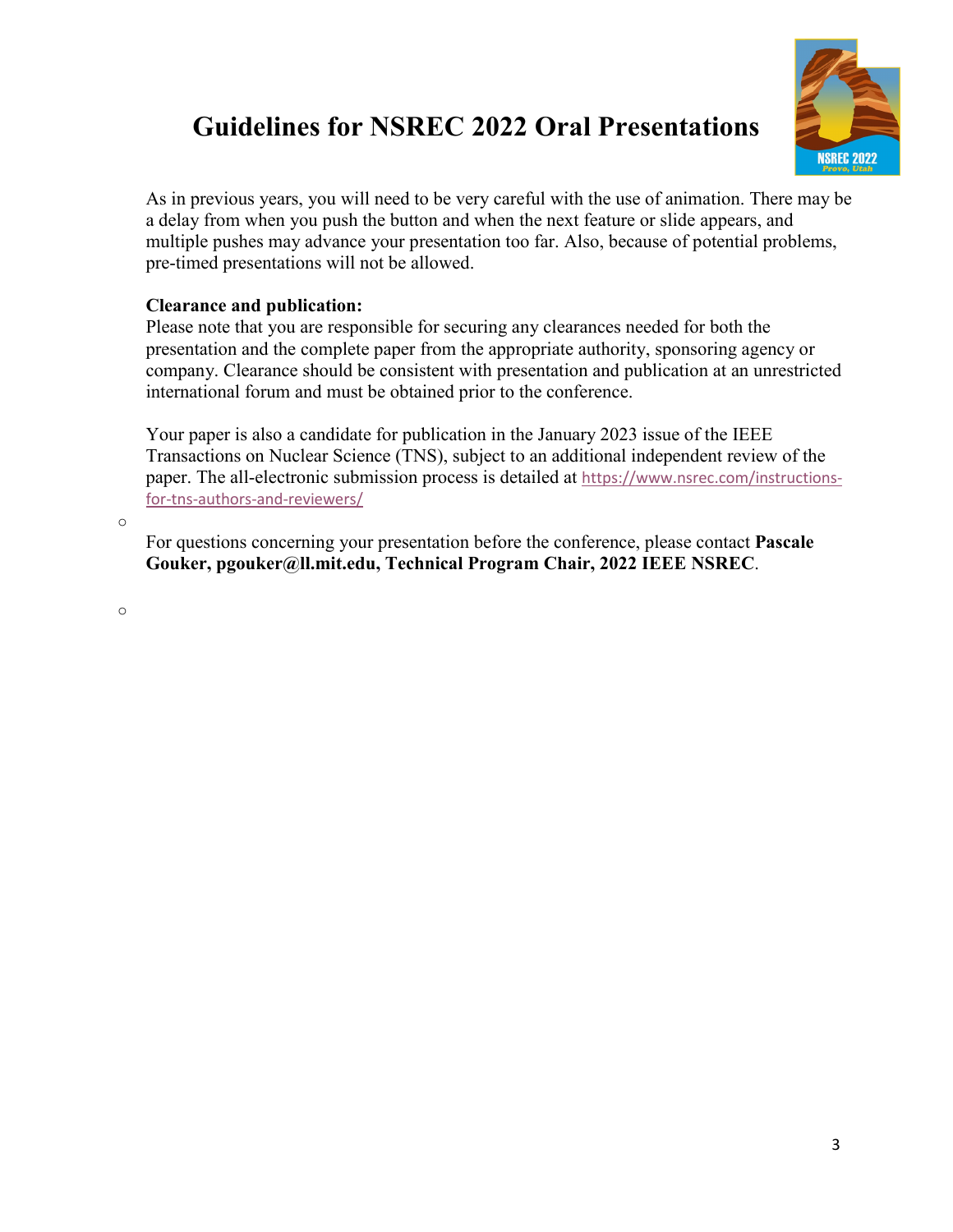# Guidelines for NSREC 2022 Oral Presentations

As in previous years, you will need to be very careful with the use of animation. There may be a delay from when you push the button and when the next feature or slide appears, and multiple pushes may advance your presentation too far. Also, because of potential problems, pre-timed presentations will not be allowed.

**Clearance and publication:**
Please note that you are responsible for securing any clearances needed for both the presentation and the complete paper from the appropriate authority, sponsoring agency or company. Clearance should be consistent with presentation and publication at an unrestricted international forum and must be obtained prior to the conference.

Your paper is also a candidate for publication in the January 2023 issue of the IEEE Transactions on Nuclear Science (TNS), subject to an additional independent review of the paper. The all-electronic submission process is detailed at https://www.nsrec.com/instructions-for-tns-authors-and-reviewers/

For questions concerning your presentation before the conference, please contact **Pascale Gouker, pgouker@ll.mit.edu, Technical Program Chair, 2022 IEEE NSREC**.